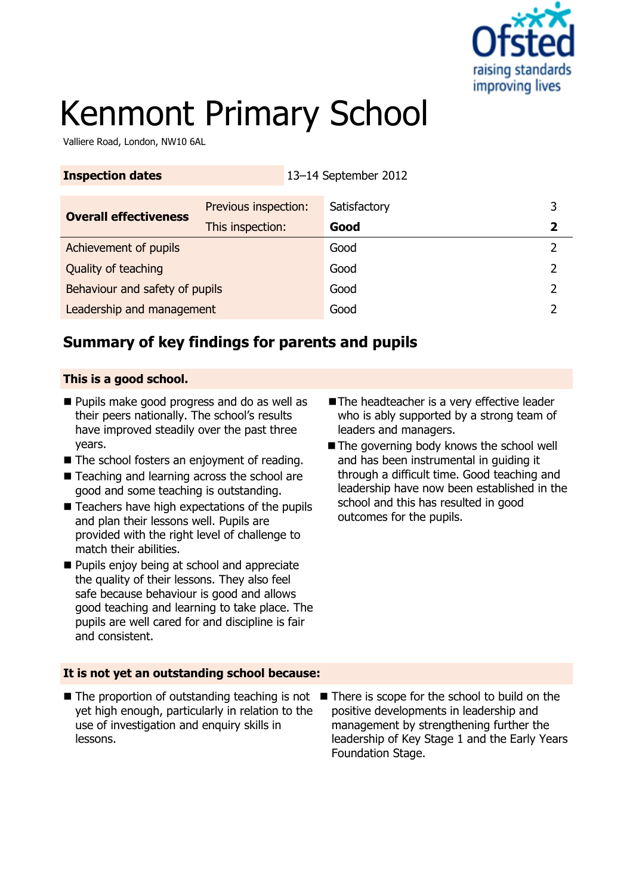# Kenmont Primary School

Valliere Road, London, NW10 6AL

| Inspection dates | | 13–14 September 2012 | |
|---|---|---|---|
| **Overall effectiveness** | Previous inspection: | Satisfactory | 3 |
| | This inspection: | **Good** | **2** |
| Achievement of pupils | | Good | 2 |
| Quality of teaching | | Good | 2 |
| Behaviour and safety of pupils | | Good | 2 |
| Leadership and management | | Good | 2 |

## Summary of key findings for parents and pupils

**This is a good school.**

- Pupils make good progress and do as well as their peers nationally. The school's results have improved steadily over the past three years.
- The school fosters an enjoyment of reading.
- Teaching and learning across the school are good and some teaching is outstanding.
- Teachers have high expectations of the pupils and plan their lessons well. Pupils are provided with the right level of challenge to match their abilities.
- Pupils enjoy being at school and appreciate the quality of their lessons. They also feel safe because behaviour is good and allows good teaching and learning to take place. The pupils are well cared for and discipline is fair and consistent.
- The headteacher is a very effective leader who is ably supported by a strong team of leaders and managers.
- The governing body knows the school well and has been instrumental in guiding it through a difficult time. Good teaching and leadership have now been established in the school and this has resulted in good outcomes for the pupils.

**It is not yet an outstanding school because:**

- The proportion of outstanding teaching is not yet high enough, particularly in relation to the use of investigation and enquiry skills in lessons.
- There is scope for the school to build on the positive developments in leadership and management by strengthening further the leadership of Key Stage 1 and the Early Years Foundation Stage.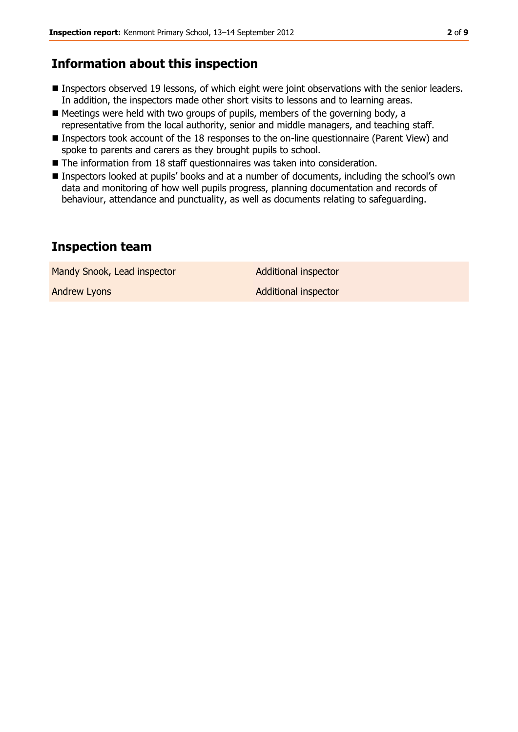## Information about this inspection

- Inspectors observed 19 lessons, of which eight were joint observations with the senior leaders. In addition, the inspectors made other short visits to lessons and to learning areas.
- Meetings were held with two groups of pupils, members of the governing body, a representative from the local authority, senior and middle managers, and teaching staff.
- Inspectors took account of the 18 responses to the on-line questionnaire (Parent View) and spoke to parents and carers as they brought pupils to school.
- The information from 18 staff questionnaires was taken into consideration.
- Inspectors looked at pupils' books and at a number of documents, including the school's own data and monitoring of how well pupils progress, planning documentation and records of behaviour, attendance and punctuality, as well as documents relating to safeguarding.

## Inspection team

| | |
|---|---|
| Mandy Snook, Lead inspector | Additional inspector |
| Andrew Lyons | Additional inspector |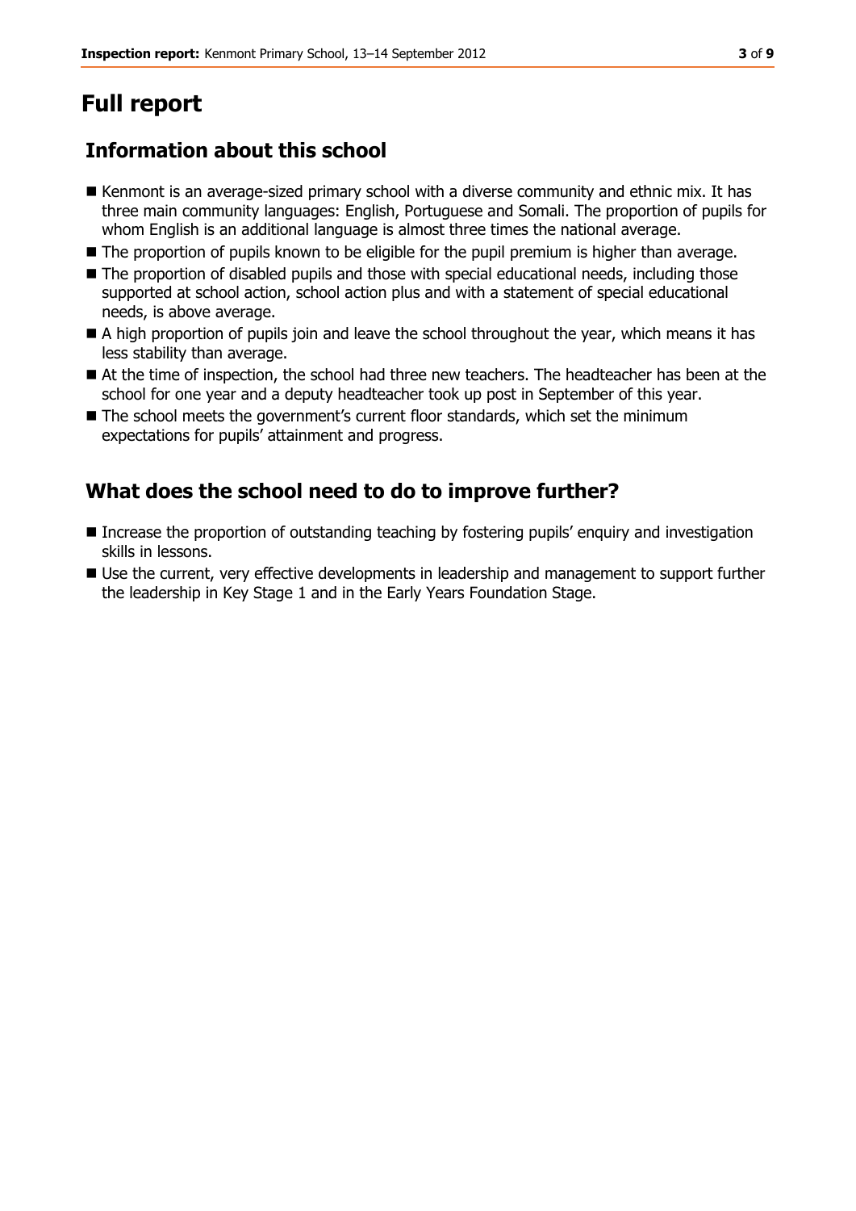# Full report

## Information about this school

- Kenmont is an average-sized primary school with a diverse community and ethnic mix. It has three main community languages: English, Portuguese and Somali. The proportion of pupils for whom English is an additional language is almost three times the national average.
- The proportion of pupils known to be eligible for the pupil premium is higher than average.
- The proportion of disabled pupils and those with special educational needs, including those supported at school action, school action plus and with a statement of special educational needs, is above average.
- A high proportion of pupils join and leave the school throughout the year, which means it has less stability than average.
- At the time of inspection, the school had three new teachers. The headteacher has been at the school for one year and a deputy headteacher took up post in September of this year.
- The school meets the government's current floor standards, which set the minimum expectations for pupils' attainment and progress.

## What does the school need to do to improve further?

- Increase the proportion of outstanding teaching by fostering pupils' enquiry and investigation skills in lessons.
- Use the current, very effective developments in leadership and management to support further the leadership in Key Stage 1 and in the Early Years Foundation Stage.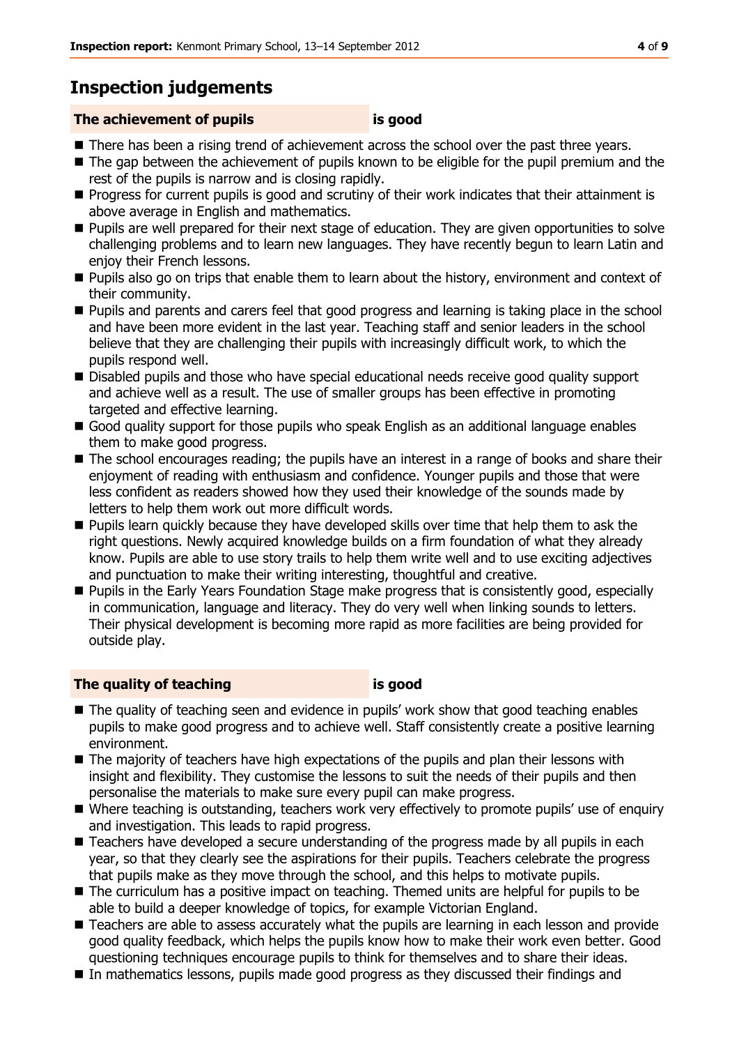# Inspection judgements

**The achievement of pupils** **is good**

- There has been a rising trend of achievement across the school over the past three years.
- The gap between the achievement of pupils known to be eligible for the pupil premium and the rest of the pupils is narrow and is closing rapidly.
- Progress for current pupils is good and scrutiny of their work indicates that their attainment is above average in English and mathematics.
- Pupils are well prepared for their next stage of education. They are given opportunities to solve challenging problems and to learn new languages. They have recently begun to learn Latin and enjoy their French lessons.
- Pupils also go on trips that enable them to learn about the history, environment and context of their community.
- Pupils and parents and carers feel that good progress and learning is taking place in the school and have been more evident in the last year. Teaching staff and senior leaders in the school believe that they are challenging their pupils with increasingly difficult work, to which the pupils respond well.
- Disabled pupils and those who have special educational needs receive good quality support and achieve well as a result. The use of smaller groups has been effective in promoting targeted and effective learning.
- Good quality support for those pupils who speak English as an additional language enables them to make good progress.
- The school encourages reading; the pupils have an interest in a range of books and share their enjoyment of reading with enthusiasm and confidence. Younger pupils and those that were less confident as readers showed how they used their knowledge of the sounds made by letters to help them work out more difficult words.
- Pupils learn quickly because they have developed skills over time that help them to ask the right questions. Newly acquired knowledge builds on a firm foundation of what they already know. Pupils are able to use story trails to help them write well and to use exciting adjectives and punctuation to make their writing interesting, thoughtful and creative.
- Pupils in the Early Years Foundation Stage make progress that is consistently good, especially in communication, language and literacy. They do very well when linking sounds to letters. Their physical development is becoming more rapid as more facilities are being provided for outside play.

**The quality of teaching** **is good**

- The quality of teaching seen and evidence in pupils' work show that good teaching enables pupils to make good progress and to achieve well. Staff consistently create a positive learning environment.
- The majority of teachers have high expectations of the pupils and plan their lessons with insight and flexibility. They customise the lessons to suit the needs of their pupils and then personalise the materials to make sure every pupil can make progress.
- Where teaching is outstanding, teachers work very effectively to promote pupils' use of enquiry and investigation. This leads to rapid progress.
- Teachers have developed a secure understanding of the progress made by all pupils in each year, so that they clearly see the aspirations for their pupils. Teachers celebrate the progress that pupils make as they move through the school, and this helps to motivate pupils.
- The curriculum has a positive impact on teaching. Themed units are helpful for pupils to be able to build a deeper knowledge of topics, for example Victorian England.
- Teachers are able to assess accurately what the pupils are learning in each lesson and provide good quality feedback, which helps the pupils know how to make their work even better. Good questioning techniques encourage pupils to think for themselves and to share their ideas.
- In mathematics lessons, pupils made good progress as they discussed their findings and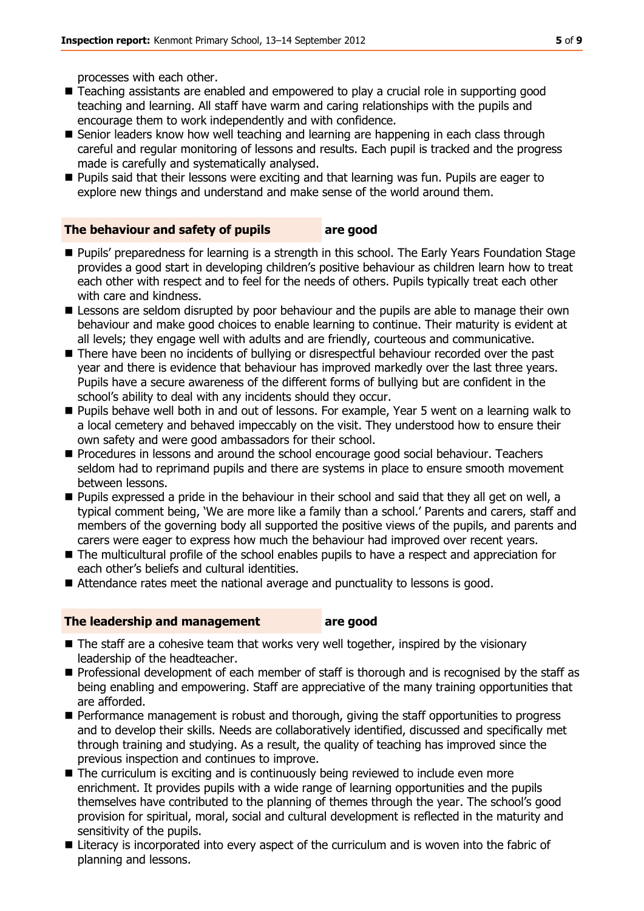processes with each other.

- Teaching assistants are enabled and empowered to play a crucial role in supporting good teaching and learning. All staff have warm and caring relationships with the pupils and encourage them to work independently and with confidence.
- Senior leaders know how well teaching and learning are happening in each class through careful and regular monitoring of lessons and results. Each pupil is tracked and the progress made is carefully and systematically analysed.
- Pupils said that their lessons were exciting and that learning was fun. Pupils are eager to explore new things and understand and make sense of the world around them.

## The behaviour and safety of pupils are good

- Pupils' preparedness for learning is a strength in this school. The Early Years Foundation Stage provides a good start in developing children's positive behaviour as children learn how to treat each other with respect and to feel for the needs of others. Pupils typically treat each other with care and kindness.
- Lessons are seldom disrupted by poor behaviour and the pupils are able to manage their own behaviour and make good choices to enable learning to continue. Their maturity is evident at all levels; they engage well with adults and are friendly, courteous and communicative.
- There have been no incidents of bullying or disrespectful behaviour recorded over the past year and there is evidence that behaviour has improved markedly over the last three years. Pupils have a secure awareness of the different forms of bullying but are confident in the school's ability to deal with any incidents should they occur.
- Pupils behave well both in and out of lessons. For example, Year 5 went on a learning walk to a local cemetery and behaved impeccably on the visit. They understood how to ensure their own safety and were good ambassadors for their school.
- Procedures in lessons and around the school encourage good social behaviour. Teachers seldom had to reprimand pupils and there are systems in place to ensure smooth movement between lessons.
- Pupils expressed a pride in the behaviour in their school and said that they all get on well, a typical comment being, 'We are more like a family than a school.' Parents and carers, staff and members of the governing body all supported the positive views of the pupils, and parents and carers were eager to express how much the behaviour had improved over recent years.
- The multicultural profile of the school enables pupils to have a respect and appreciation for each other's beliefs and cultural identities.
- Attendance rates meet the national average and punctuality to lessons is good.

## The leadership and management are good

- The staff are a cohesive team that works very well together, inspired by the visionary leadership of the headteacher.
- Professional development of each member of staff is thorough and is recognised by the staff as being enabling and empowering. Staff are appreciative of the many training opportunities that are afforded.
- Performance management is robust and thorough, giving the staff opportunities to progress and to develop their skills. Needs are collaboratively identified, discussed and specifically met through training and studying. As a result, the quality of teaching has improved since the previous inspection and continues to improve.
- The curriculum is exciting and is continuously being reviewed to include even more enrichment. It provides pupils with a wide range of learning opportunities and the pupils themselves have contributed to the planning of themes through the year. The school's good provision for spiritual, moral, social and cultural development is reflected in the maturity and sensitivity of the pupils.
- Literacy is incorporated into every aspect of the curriculum and is woven into the fabric of planning and lessons.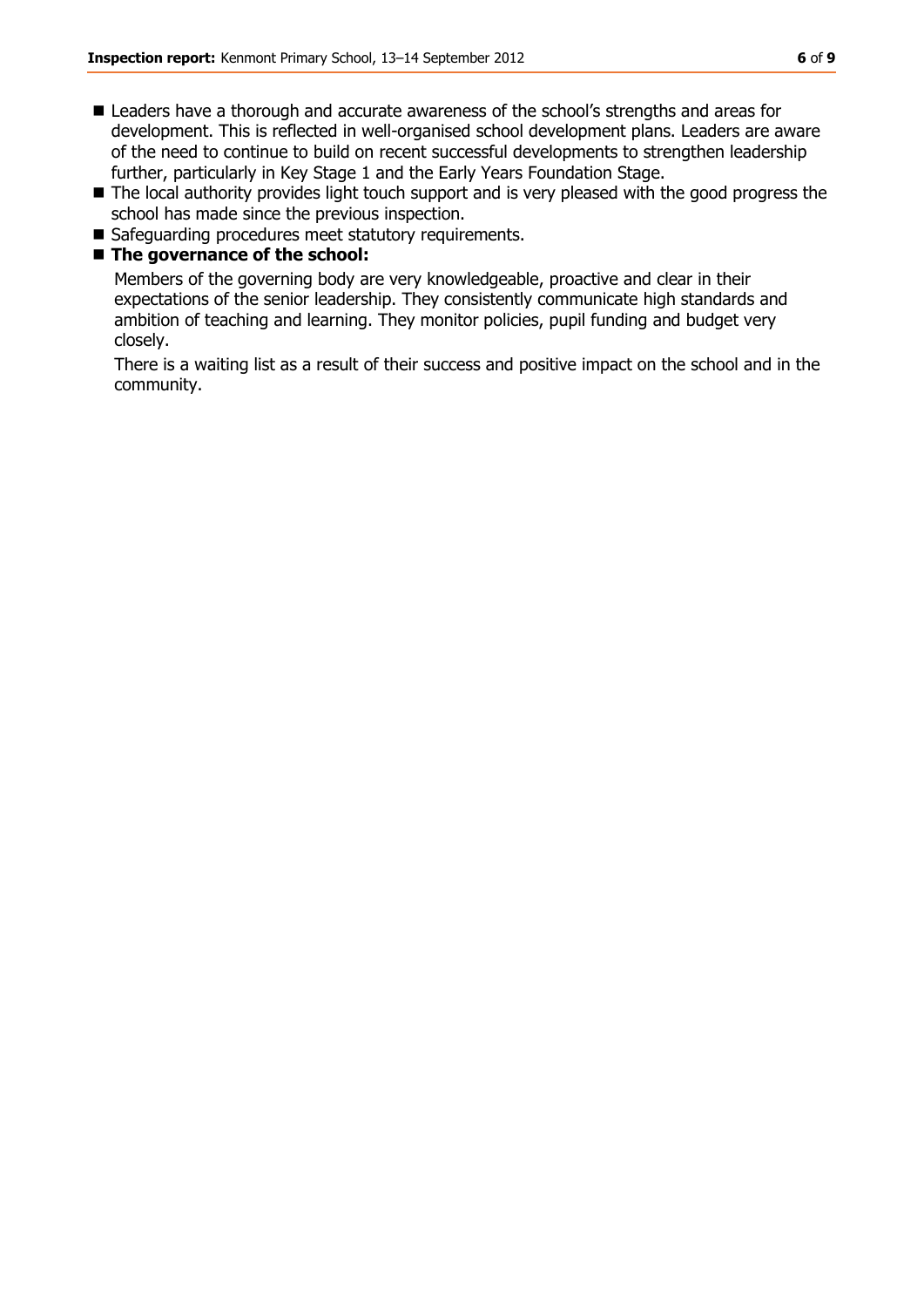- Leaders have a thorough and accurate awareness of the school's strengths and areas for development. This is reflected in well-organised school development plans. Leaders are aware of the need to continue to build on recent successful developments to strengthen leadership further, particularly in Key Stage 1 and the Early Years Foundation Stage.
- The local authority provides light touch support and is very pleased with the good progress the school has made since the previous inspection.
- Safeguarding procedures meet statutory requirements.
- **The governance of the school:**

  Members of the governing body are very knowledgeable, proactive and clear in their expectations of the senior leadership. They consistently communicate high standards and ambition of teaching and learning. They monitor policies, pupil funding and budget very closely.

  There is a waiting list as a result of their success and positive impact on the school and in the community.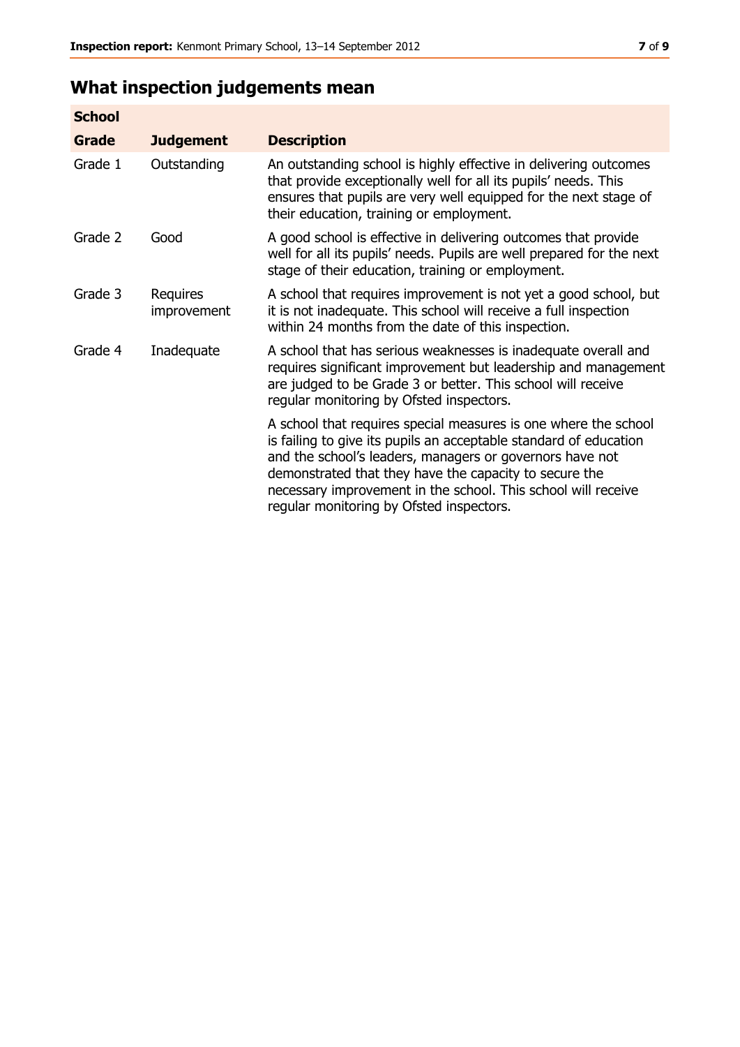## What inspection judgements mean

| School Grade | Judgement | Description |
|---|---|---|
| Grade 1 | Outstanding | An outstanding school is highly effective in delivering outcomes that provide exceptionally well for all its pupils' needs. This ensures that pupils are very well equipped for the next stage of their education, training or employment. |
| Grade 2 | Good | A good school is effective in delivering outcomes that provide well for all its pupils' needs. Pupils are well prepared for the next stage of their education, training or employment. |
| Grade 3 | Requires improvement | A school that requires improvement is not yet a good school, but it is not inadequate. This school will receive a full inspection within 24 months from the date of this inspection. |
| Grade 4 | Inadequate | A school that has serious weaknesses is inadequate overall and requires significant improvement but leadership and management are judged to be Grade 3 or better. This school will receive regular monitoring by Ofsted inspectors. |
| | | A school that requires special measures is one where the school is failing to give its pupils an acceptable standard of education and the school's leaders, managers or governors have not demonstrated that they have the capacity to secure the necessary improvement in the school. This school will receive regular monitoring by Ofsted inspectors. |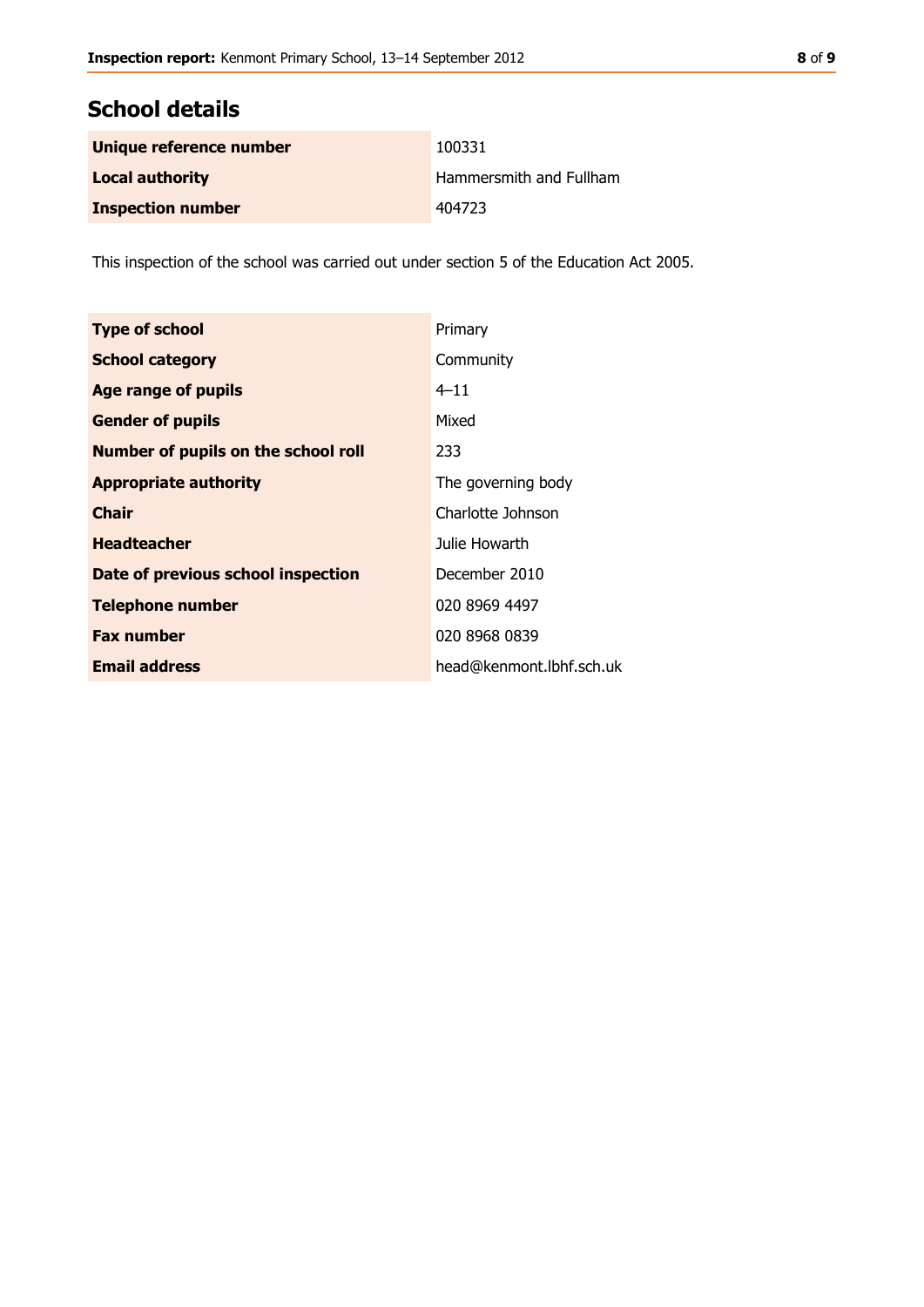## School details

| | |
|---|---|
| **Unique reference number** | 100331 |
| **Local authority** | Hammersmith and Fullham |
| **Inspection number** | 404723 |

This inspection of the school was carried out under section 5 of the Education Act 2005.

| | |
|---|---|
| **Type of school** | Primary |
| **School category** | Community |
| **Age range of pupils** | 4–11 |
| **Gender of pupils** | Mixed |
| **Number of pupils on the school roll** | 233 |
| **Appropriate authority** | The governing body |
| **Chair** | Charlotte Johnson |
| **Headteacher** | Julie Howarth |
| **Date of previous school inspection** | December 2010 |
| **Telephone number** | 020 8969 4497 |
| **Fax number** | 020 8968 0839 |
| **Email address** | head@kenmont.lbhf.sch.uk |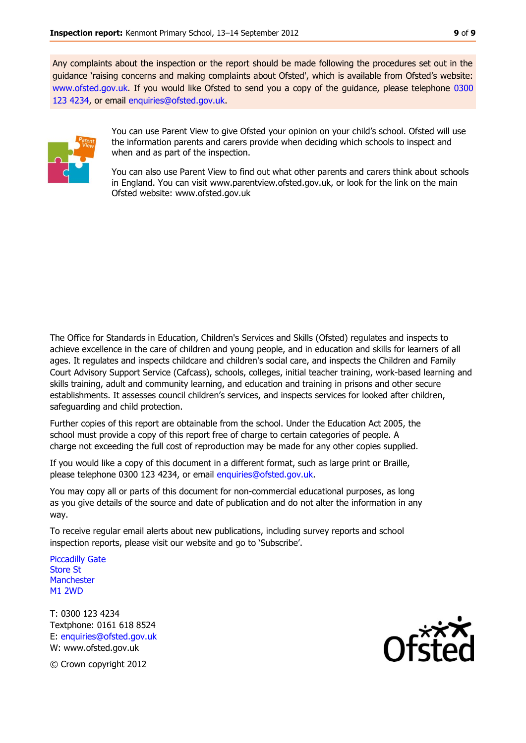Any complaints about the inspection or the report should be made following the procedures set out in the guidance 'raising concerns and making complaints about Ofsted', which is available from Ofsted's website: www.ofsted.gov.uk. If you would like Ofsted to send you a copy of the guidance, please telephone 0300 123 4234, or email enquiries@ofsted.gov.uk.

You can use Parent View to give Ofsted your opinion on your child's school. Ofsted will use the information parents and carers provide when deciding which schools to inspect and when and as part of the inspection.

You can also use Parent View to find out what other parents and carers think about schools in England. You can visit www.parentview.ofsted.gov.uk, or look for the link on the main Ofsted website: www.ofsted.gov.uk

The Office for Standards in Education, Children's Services and Skills (Ofsted) regulates and inspects to achieve excellence in the care of children and young people, and in education and skills for learners of all ages. It regulates and inspects childcare and children's social care, and inspects the Children and Family Court Advisory Support Service (Cafcass), schools, colleges, initial teacher training, work-based learning and skills training, adult and community learning, and education and training in prisons and other secure establishments. It assesses council children's services, and inspects services for looked after children, safeguarding and child protection.

Further copies of this report are obtainable from the school. Under the Education Act 2005, the school must provide a copy of this report free of charge to certain categories of people. A charge not exceeding the full cost of reproduction may be made for any other copies supplied.

If you would like a copy of this document in a different format, such as large print or Braille, please telephone 0300 123 4234, or email enquiries@ofsted.gov.uk.

You may copy all or parts of this document for non-commercial educational purposes, as long as you give details of the source and date of publication and do not alter the information in any way.

To receive regular email alerts about new publications, including survey reports and school inspection reports, please visit our website and go to 'Subscribe'.

Piccadilly Gate
Store St
Manchester
M1 2WD

T: 0300 123 4234
Textphone: 0161 618 8524
E: enquiries@ofsted.gov.uk
W: www.ofsted.gov.uk

© Crown copyright 2012